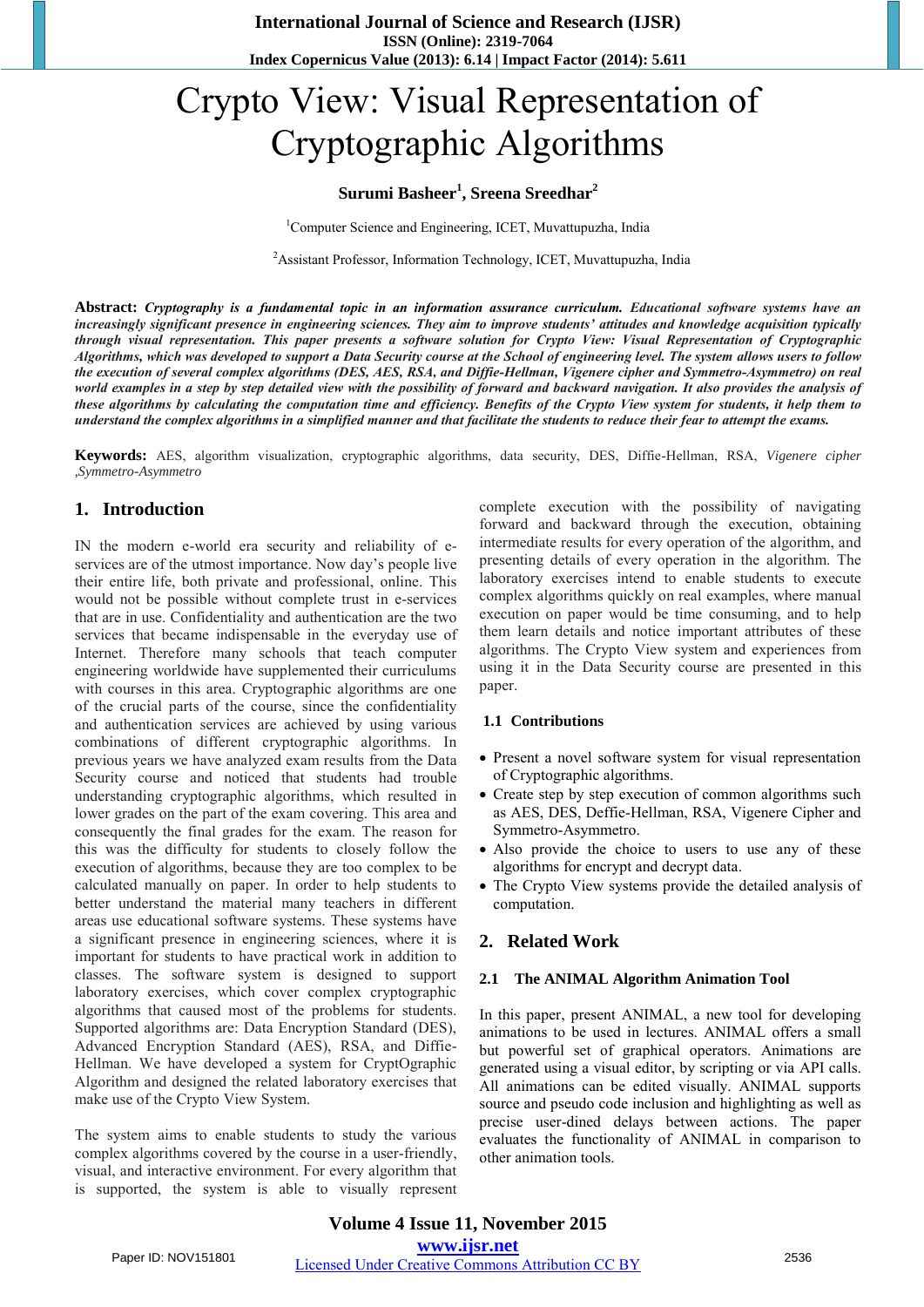# Crypto View: Visual Representation of Cryptographic Algorithms

**Surumi Basheer[1], Sreena Sreedhar[2]**

[1]Computer Science and Engineering, ICET, Muvattupuzha, India

[2]Assistant Professor, Information Technology, ICET, Muvattupuzha, India

**Abstract:** ***Cryptography is a fundamental topic in an information assurance curriculum. Educational software systems have an increasingly significant presence in engineering sciences. They aim to improve students' attitudes and knowledge acquisition typically through visual representation. This paper presents a software solution for Crypto View: Visual Representation of Cryptographic Algorithms, which was developed to support a Data Security course at the School of engineering level. The system allows users to follow the execution of several complex algorithms (DES, AES, RSA, and Diffie-Hellman, Vigenere cipher and Symmetro-Asymmetro) on real world examples in a step by step detailed view with the possibility of forward and backward navigation. It also provides the analysis of these algorithms by calculating the computation time and efficiency. Benefits of the Crypto View system for students, it help them to understand the complex algorithms in a simplified manner and that facilitate the students to reduce their fear to attempt the exams.***

**Keywords:** AES, algorithm visualization, cryptographic algorithms, data security, DES, Diffie-Hellman, RSA, *Vigenere cipher ,Symmetro-Asymmetro*

## 1. Introduction

IN the modern e-world era security and reliability of e-services are of the utmost importance. Now day's people live their entire life, both private and professional, online. This would not be possible without complete trust in e-services that are in use. Confidentiality and authentication are the two services that became indispensable in the everyday use of Internet. Therefore many schools that teach computer engineering worldwide have supplemented their curriculums with courses in this area. Cryptographic algorithms are one of the crucial parts of the course, since the confidentiality and authentication services are achieved by using various combinations of different cryptographic algorithms. In previous years we have analyzed exam results from the Data Security course and noticed that students had trouble understanding cryptographic algorithms, which resulted in lower grades on the part of the exam covering. This area and consequently the final grades for the exam. The reason for this was the difficulty for students to closely follow the execution of algorithms, because they are too complex to be calculated manually on paper. In order to help students to better understand the material many teachers in different areas use educational software systems. These systems have a significant presence in engineering sciences, where it is important for students to have practical work in addition to classes. The software system is designed to support laboratory exercises, which cover complex cryptographic algorithms that caused most of the problems for students. Supported algorithms are: Data Encryption Standard (DES), Advanced Encryption Standard (AES), RSA, and Diffie-Hellman. We have developed a system for CryptOgraphic Algorithm and designed the related laboratory exercises that make use of the Crypto View System.

The system aims to enable students to study the various complex algorithms covered by the course in a user-friendly, visual, and interactive environment. For every algorithm that is supported, the system is able to visually represent complete execution with the possibility of navigating forward and backward through the execution, obtaining intermediate results for every operation of the algorithm, and presenting details of every operation in the algorithm. The laboratory exercises intend to enable students to execute complex algorithms quickly on real examples, where manual execution on paper would be time consuming, and to help them learn details and notice important attributes of these algorithms. The Crypto View system and experiences from using it in the Data Security course are presented in this paper.

### 1.1 Contributions

- Present a novel software system for visual representation of Cryptographic algorithms.
- Create step by step execution of common algorithms such as AES, DES, Deffie-Hellman, RSA, Vigenere Cipher and Symmeto-Asymmetro.
- Also provide the choice to users to use any of these algorithms for encrypt and decrypt data.
- The Crypto View systems provide the detailed analysis of computation.

## 2. Related Work

### 2.1 The ANIMAL Algorithm Animation Tool

In this paper, present ANIMAL, a new tool for developing animations to be used in lectures. ANIMAL offers a small but powerful set of graphical operators. Animations are generated using a visual editor, by scripting or via API calls. All animations can be edited visually. ANIMAL supports source and pseudo code inclusion and highlighting as well as precise user-dined delays between actions. The paper evaluates the functionality of ANIMAL in comparison to other animation tools.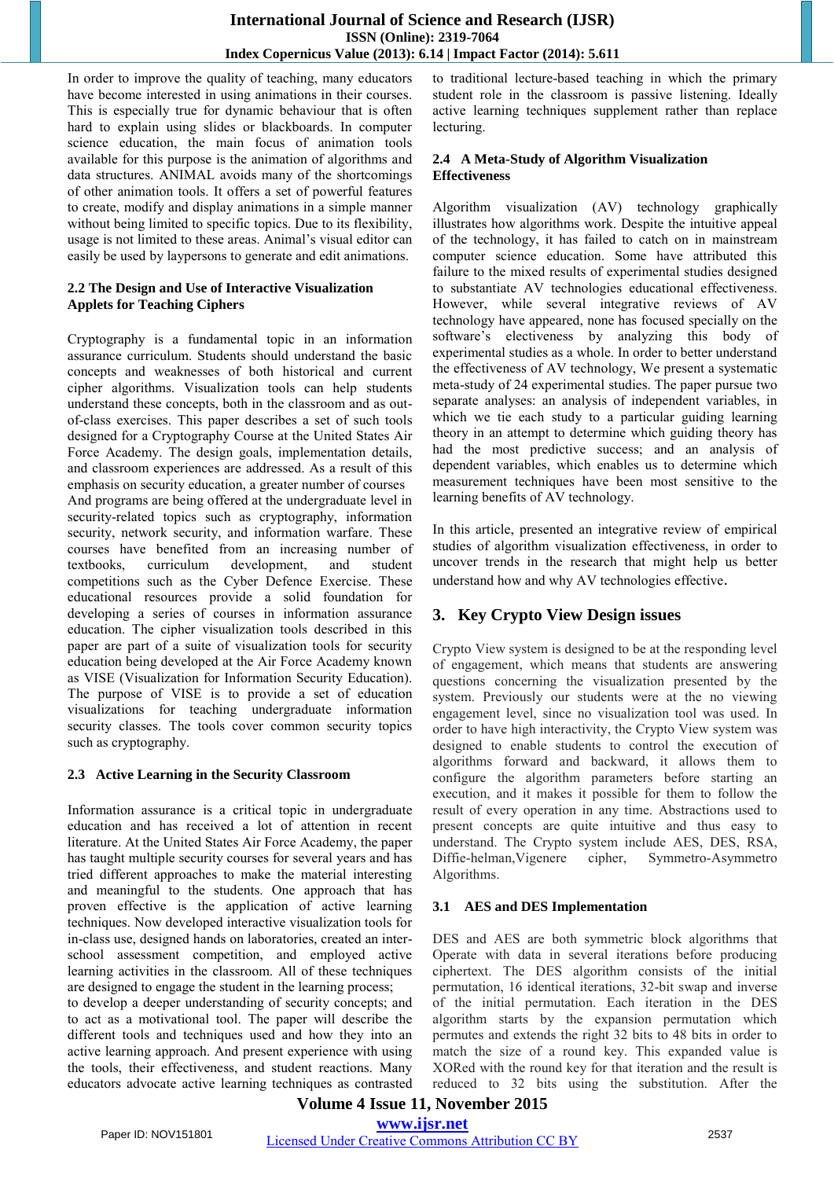In order to improve the quality of teaching, many educators have become interested in using animations in their courses. This is especially true for dynamic behaviour that is often hard to explain using slides or blackboards. In computer science education, the main focus of animation tools available for this purpose is the animation of algorithms and data structures. ANIMAL avoids many of the shortcomings of other animation tools. It offers a set of powerful features to create, modify and display animations in a simple manner without being limited to specific topics. Due to its flexibility, usage is not limited to these areas. Animal's visual editor can easily be used by laypersons to generate and edit animations.

### 2.2 The Design and Use of Interactive Visualization Applets for Teaching Ciphers

Cryptography is a fundamental topic in an information assurance curriculum. Students should understand the basic concepts and weaknesses of both historical and current cipher algorithms. Visualization tools can help students understand these concepts, both in the classroom and as out-of-class exercises. This paper describes a set of such tools designed for a Cryptography Course at the United States Air Force Academy. The design goals, implementation details, and classroom experiences are addressed. As a result of this emphasis on security education, a greater number of courses And programs are being offered at the undergraduate level in security-related topics such as cryptography, information security, network security, and information warfare. These courses have benefited from an increasing number of textbooks, curriculum development, and student competitions such as the Cyber Defence Exercise. These educational resources provide a solid foundation for developing a series of courses in information assurance education. The cipher visualization tools described in this paper are part of a suite of visualization tools for security education being developed at the Air Force Academy known as VISE (Visualization for Information Security Education). The purpose of VISE is to provide a set of education visualizations for teaching undergraduate information security classes. The tools cover common security topics such as cryptography.

### 2.3 Active Learning in the Security Classroom

Information assurance is a critical topic in undergraduate education and has received a lot of attention in recent literature. At the United States Air Force Academy, the paper has taught multiple security courses for several years and has tried different approaches to make the material interesting and meaningful to the students. One approach that has proven effective is the application of active learning techniques. Now developed interactive visualization tools for in-class use, designed hands on laboratories, created an inter-school assessment competition, and employed active learning activities in the classroom. All of these techniques are designed to engage the student in the learning process; to develop a deeper understanding of security concepts; and to act as a motivational tool. The paper will describe the different tools and techniques used and how they into an active learning approach. And present experience with using the tools, their effectiveness, and student reactions. Many educators advocate active learning techniques as contrasted to traditional lecture-based teaching in which the primary student role in the classroom is passive listening. Ideally active learning techniques supplement rather than replace lecturing.

### 2.4 A Meta-Study of Algorithm Visualization Effectiveness

Algorithm visualization (AV) technology graphically illustrates how algorithms work. Despite the intuitive appeal of the technology, it has failed to catch on in mainstream computer science education. Some have attributed this failure to the mixed results of experimental studies designed to substantiate AV technologies educational effectiveness. However, while several integrative reviews of AV technology have appeared, none has focused specially on the software's electiveness by analyzing this body of experimental studies as a whole. In order to better understand the effectiveness of AV technology, We present a systematic meta-study of 24 experimental studies. The paper pursue two separate analyses: an analysis of independent variables, in which we tie each study to a particular guiding learning theory in an attempt to determine which guiding theory has had the most predictive success; and an analysis of dependent variables, which enables us to determine which measurement techniques have been most sensitive to the learning benefits of AV technology.

In this article, presented an integrative review of empirical studies of algorithm visualization effectiveness, in order to uncover trends in the research that might help us better understand how and why AV technologies effective.

## 3. Key Crypto View Design issues

Crypto View system is designed to be at the responding level of engagement, which means that students are answering questions concerning the visualization presented by the system. Previously our students were at the no viewing engagement level, since no visualization tool was used. In order to have high interactivity, the Crypto View system was designed to enable students to control the execution of algorithms forward and backward, it allows them to configure the algorithm parameters before starting an execution, and it makes it possible for them to follow the result of every operation in any time. Abstractions used to present concepts are quite intuitive and thus easy to understand. The Crypto system include AES, DES, RSA, Diffie-helman,Vigenere cipher, Symmetro-Asymmetro Algorithms.

### 3.1 AES and DES Implementation

DES and AES are both symmetric block algorithms that Operate with data in several iterations before producing ciphertext. The DES algorithm consists of the initial permutation, 16 identical iterations, 32-bit swap and inverse of the initial permutation. Each iteration in the DES algorithm starts by the expansion permutation which permutes and extends the right 32 bits to 48 bits in order to match the size of a round key. This expanded value is XORed with the round key for that iteration and the result is reduced to 32 bits using the substitution. After the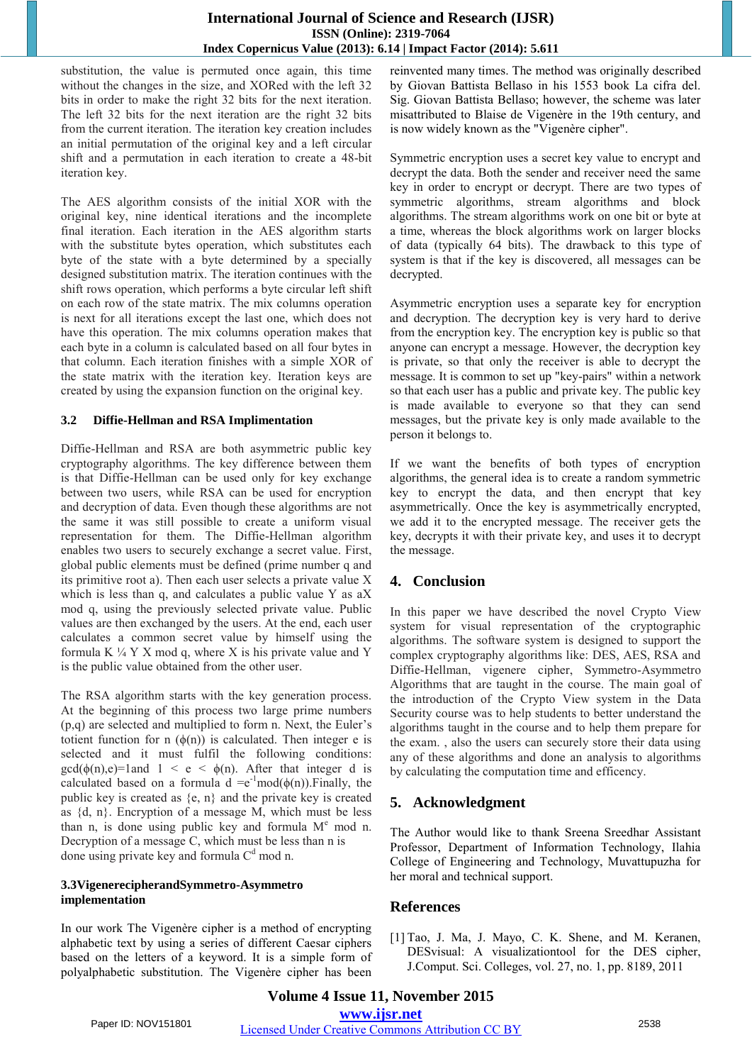substitution, the value is permuted once again, this time without the changes in the size, and XORed with the left 32 bits in order to make the right 32 bits for the next iteration. The left 32 bits for the next iteration are the right 32 bits from the current iteration. The iteration key creation includes an initial permutation of the original key and a left circular shift and a permutation in each iteration to create a 48-bit iteration key.

The AES algorithm consists of the initial XOR with the original key, nine identical iterations and the incomplete final iteration. Each iteration in the AES algorithm starts with the substitute bytes operation, which substitutes each byte of the state with a byte determined by a specially designed substitution matrix. The iteration continues with the shift rows operation, which performs a byte circular left shift on each row of the state matrix. The mix columns operation is next for all iterations except the last one, which does not have this operation. The mix columns operation makes that each byte in a column is calculated based on all four bytes in that column. Each iteration finishes with a simple XOR of the state matrix with the iteration key. Iteration keys are created by using the expansion function on the original key.

### 3.2 Diffie-Hellman and RSA Implimentation

Diffie-Hellman and RSA are both asymmetric public key cryptography algorithms. The key difference between them is that Diffie-Hellman can be used only for key exchange between two users, while RSA can be used for encryption and decryption of data. Even though these algorithms are not the same it was still possible to create a uniform visual representation for them. The Diffie-Hellman algorithm enables two users to securely exchange a secret value. First, global public elements must be defined (prime number q and its primitive root a). Then each user selects a private value X which is less than q, and calculates a public value Y as aX mod q, using the previously selected private value. Public values are then exchanged by the users. At the end, each user calculates a common secret value by himself using the formula K ¼ Y X mod q, where X is his private value and Y is the public value obtained from the other user.

The RSA algorithm starts with the key generation process. At the beginning of this process two large prime numbers (p,q) are selected and multiplied to form n. Next, the Euler's totient function for n ($\phi(n)$) is calculated. Then integer e is selected and it must fulfil the following conditions: $\gcd(\phi(n),e)=1$ and $1 < e < \phi(n)$. After that integer d is calculated based on a formula $d = e^{-1} \bmod (\phi(n))$.Finally, the public key is created as {e, n} and the private key is created as {d, n}. Encryption of a message M, which must be less than n, is done using public key and formula $M^e \bmod n$. Decryption of a message C, which must be less than n is done using private key and formula $C^d \bmod n$.

### 3.3VigenerecipherandSymmetro-Asymmetro implementation

In our work The Vigenère cipher is a method of encrypting alphabetic text by using a series of different Caesar ciphers based on the letters of a keyword. It is a simple form of polyalphabetic substitution. The Vigenère cipher has been reinvented many times. The method was originally described by Giovan Battista Bellaso in his 1553 book La cifra del. Sig. Giovan Battista Bellaso; however, the scheme was later misattributed to Blaise de Vigenère in the 19th century, and is now widely known as the "Vigenère cipher".

Symmetric encryption uses a secret key value to encrypt and decrypt the data. Both the sender and receiver need the same key in order to encrypt or decrypt. There are two types of symmetric algorithms, stream algorithms and block algorithms. The stream algorithms work on one bit or byte at a time, whereas the block algorithms work on larger blocks of data (typically 64 bits). The drawback to this type of system is that if the key is discovered, all messages can be decrypted.

Asymmetric encryption uses a separate key for encryption and decryption. The decryption key is very hard to derive from the encryption key. The encryption key is public so that anyone can encrypt a message. However, the decryption key is private, so that only the receiver is able to decrypt the message. It is common to set up "key-pairs" within a network so that each user has a public and private key. The public key is made available to everyone so that they can send messages, but the private key is only made available to the person it belongs to.

If we want the benefits of both types of encryption algorithms, the general idea is to create a random symmetric key to encrypt the data, and then encrypt that key asymmetrically. Once the key is asymmetrically encrypted, we add it to the encrypted message. The receiver gets the key, decrypts it with their private key, and uses it to decrypt the message.

## 4. Conclusion

In this paper we have described the novel Crypto View system for visual representation of the cryptographic algorithms. The software system is designed to support the complex cryptography algorithms like: DES, AES, RSA and Diffie-Hellman, vigenere cipher, Symmetro-Asymmetro Algorithms that are taught in the course. The main goal of the introduction of the Crypto View system in the Data Security course was to help students to better understand the algorithms taught in the course and to help them prepare for the exam. , also the users can securely store their data using any of these algorithms and done an analysis to algorithms by calculating the computation time and efficency.

## 5. Acknowledgment

The Author would like to thank Sreena Sreedhar Assistant Professor, Department of Information Technology, Ilahia College of Engineering and Technology, Muvattupuzha for her moral and technical support.

## References

[1] Tao, J. Ma, J. Mayo, C. K. Shene, and M. Keranen, DESvisual: A visualizationtool for the DES cipher, J.Comput. Sci. Colleges, vol. 27, no. 1, pp. 8189, 2011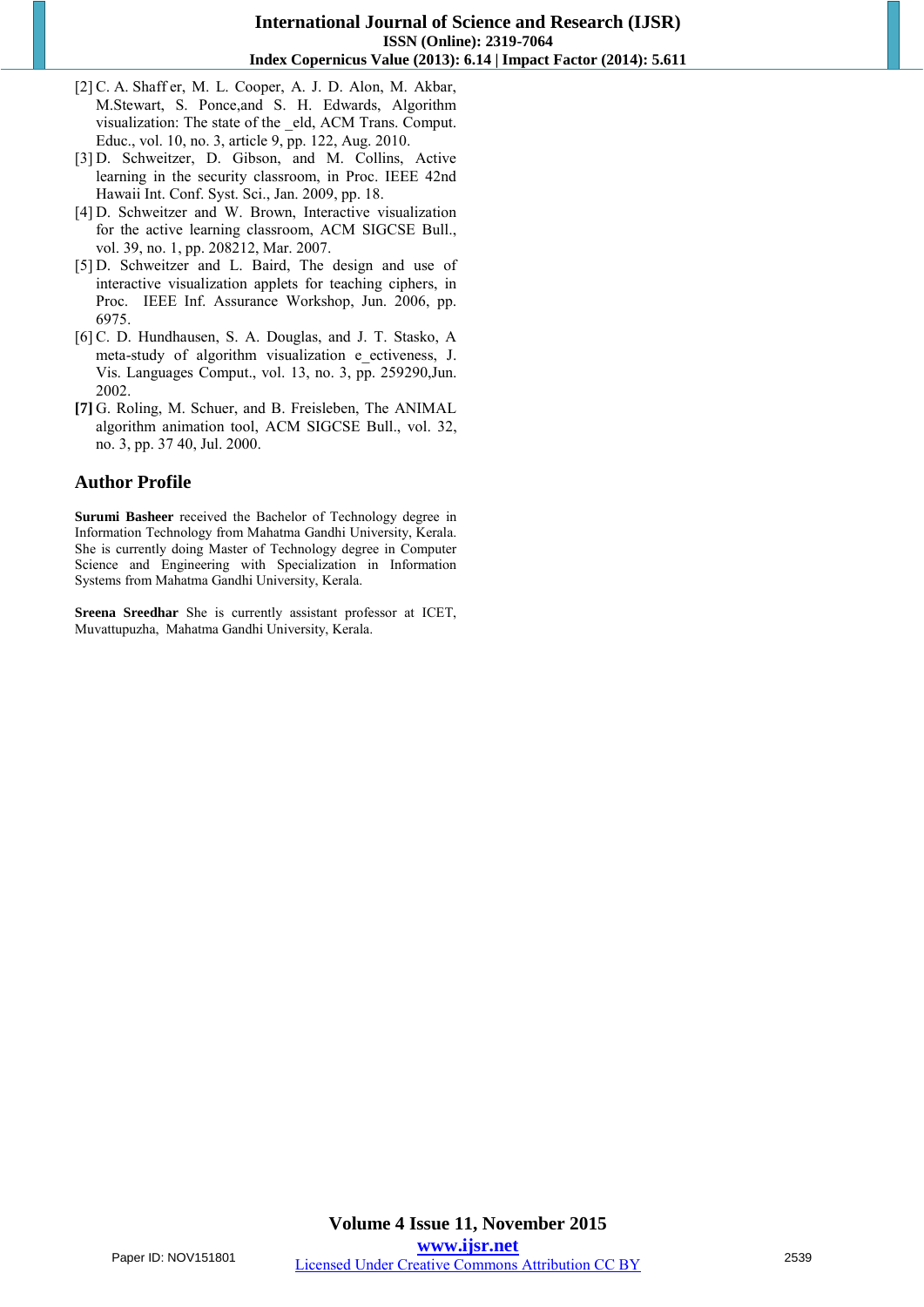[2] C. A. Shaff er, M. L. Cooper, A. J. D. Alon, M. Akbar, M.Stewart, S. Ponce,and S. H. Edwards, Algorithm visualization: The state of the _eld, ACM Trans. Comput. Educ., vol. 10, no. 3, article 9, pp. 122, Aug. 2010.

[3] D. Schweitzer, D. Gibson, and M. Collins, Active learning in the security classroom, in Proc. IEEE 42nd Hawaii Int. Conf. Syst. Sci., Jan. 2009, pp. 18.

[4] D. Schweitzer and W. Brown, Interactive visualization for the active learning classroom, ACM SIGCSE Bull., vol. 39, no. 1, pp. 208212, Mar. 2007.

[5] D. Schweitzer and L. Baird, The design and use of interactive visualization applets for teaching ciphers, in Proc. IEEE Inf. Assurance Workshop, Jun. 2006, pp. 6975.

[6] C. D. Hundhausen, S. A. Douglas, and J. T. Stasko, A meta-study of algorithm visualization e_ectiveness, J. Vis. Languages Comput., vol. 13, no. 3, pp. 259290,Jun. 2002.

**[7]** G. Roling, M. Schuer, and B. Freisleben, The ANIMAL algorithm animation tool, ACM SIGCSE Bull., vol. 32, no. 3, pp. 37 40, Jul. 2000.

## Author Profile

**Surumi Basheer** received the Bachelor of Technology degree in Information Technology from Mahatma Gandhi University, Kerala. She is currently doing Master of Technology degree in Computer Science and Engineering with Specialization in Information Systems from Mahatma Gandhi University, Kerala.

**Sreena Sreedhar** She is currently assistant professor at ICET, Muvattupuzha, Mahatma Gandhi University, Kerala.